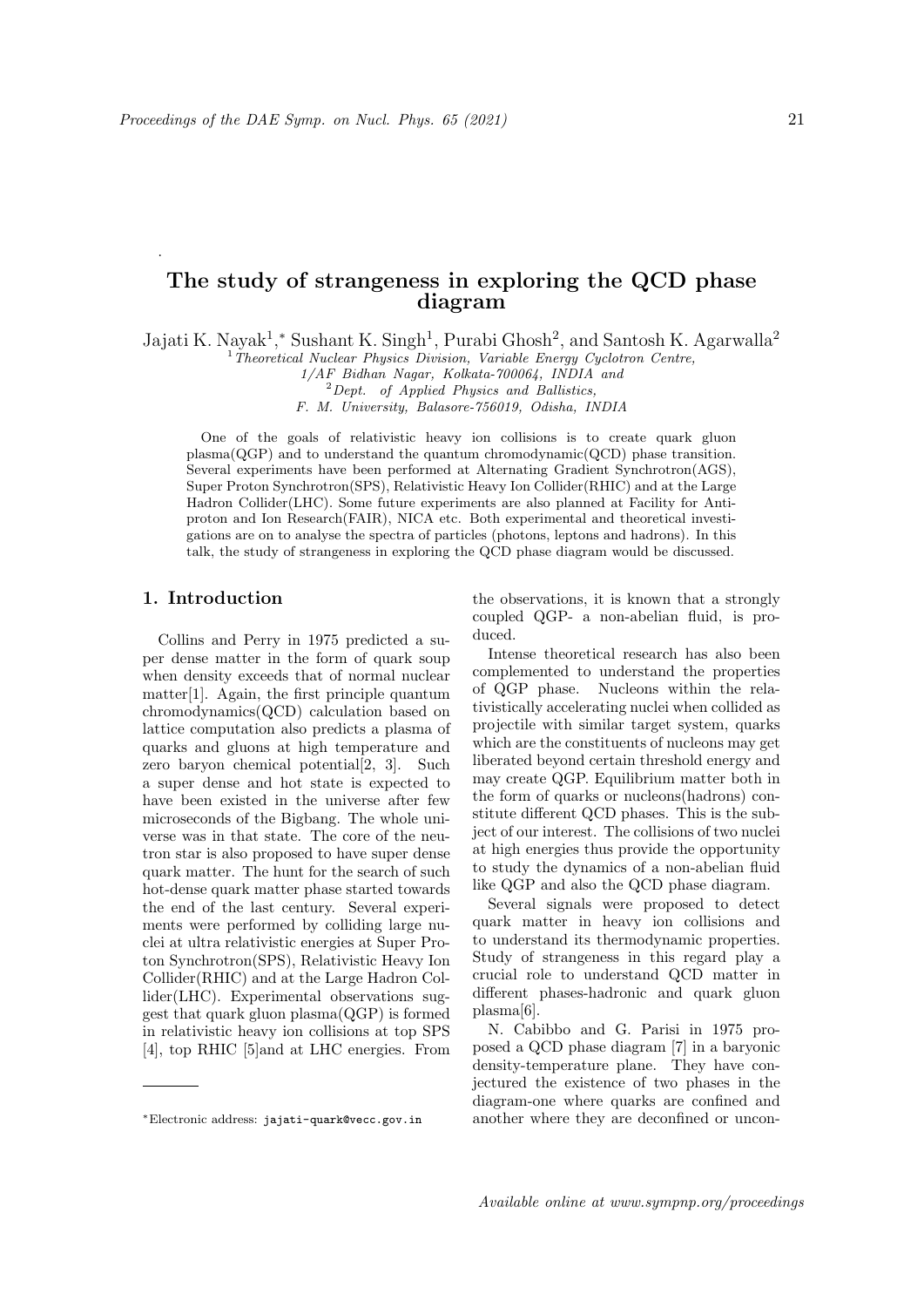# The study of strangeness in exploring the QCD phase diagram

Jajati K. Nayak[1],* Sushant K. Singh[1], Purabi Ghosh[2], and Santosh K. Agarwalla[2]

[1] *Theoretical Nuclear Physics Division, Variable Energy Cyclotron Centre, 1/AF Bidhan Nagar, Kolkata-700064, INDIA and*
[2] *Dept. of Applied Physics and Ballistics, F. M. University, Balasore-756019, Odisha, INDIA*

One of the goals of relativistic heavy ion collisions is to create quark gluon plasma(QGP) and to understand the quantum chromodynamic(QCD) phase transition. Several experiments have been performed at Alternating Gradient Synchrotron(AGS), Super Proton Synchrotron(SPS), Relativistic Heavy Ion Collider(RHIC) and at the Large Hadron Collider(LHC). Some future experiments are also planned at Facility for Antiproton and Ion Research(FAIR), NICA etc. Both experimental and theoretical investigations are on to analyse the spectra of particles (photons, leptons and hadrons). In this talk, the study of strangeness in exploring the QCD phase diagram would be discussed.

## 1. Introduction

Collins and Perry in 1975 predicted a super dense matter in the form of quark soup when density exceeds that of normal nuclear matter[1]. Again, the first principle quantum chromodynamics(QCD) calculation based on lattice computation also predicts a plasma of quarks and gluons at high temperature and zero baryon chemical potential[2, 3]. Such a super dense and hot state is expected to have been existed in the universe after few microseconds of the Bigbang. The whole universe was in that state. The core of the neutron star is also proposed to have super dense quark matter. The hunt for the search of such hot-dense quark matter phase started towards the end of the last century. Several experiments were performed by colliding large nuclei at ultra relativistic energies at Super Proton Synchrotron(SPS), Relativistic Heavy Ion Collider(RHIC) and at the Large Hadron Collider(LHC). Experimental observations suggest that quark gluon plasma(QGP) is formed in relativistic heavy ion collisions at top SPS [4], top RHIC [5]and at LHC energies. From the observations, it is known that a strongly coupled QGP- a non-abelian fluid, is produced.

Intense theoretical research has also been complemented to understand the properties of QGP phase. Nucleons within the relativistically accelerating nuclei when collided as projectile with similar target system, quarks which are the constituents of nucleons may get liberated beyond certain threshold energy and may create QGP. Equilibrium matter both in the form of quarks or nucleons(hadrons) constitute different QCD phases. This is the subject of our interest. The collisions of two nuclei at high energies thus provide the opportunity to study the dynamics of a non-abelian fluid like QGP and also the QCD phase diagram.

Several signals were proposed to detect quark matter in heavy ion collisions and to understand its thermodynamic properties. Study of strangeness in this regard play a crucial role to understand QCD matter in different phases-hadronic and quark gluon plasma[6].

N. Cabibbo and G. Parisi in 1975 proposed a QCD phase diagram [7] in a baryonic density-temperature plane. They have conjectured the existence of two phases in the diagram-one where quarks are confined and another where they are deconfined or uncon-

*Electronic address: jajati-quark@vecc.gov.in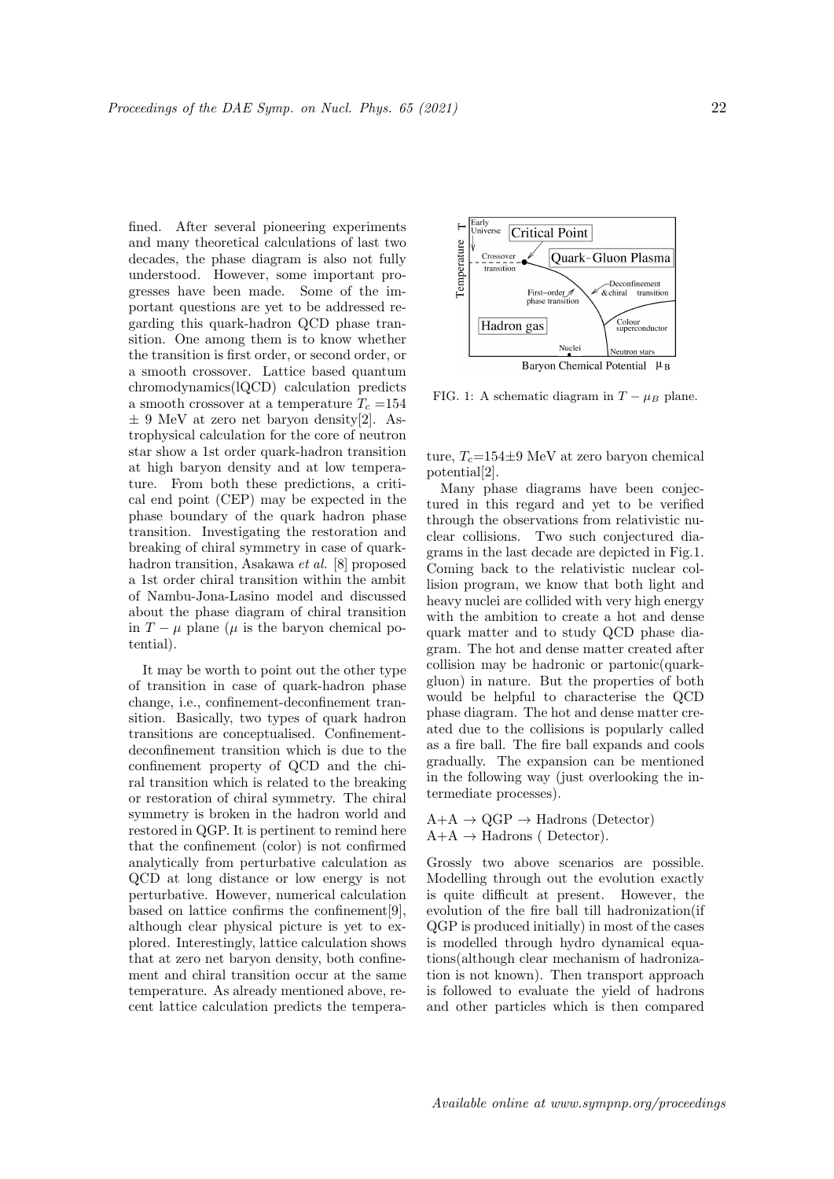fined. After several pioneering experiments and many theoretical calculations of last two decades, the phase diagram is also not fully understood. However, some important progresses have been made. Some of the important questions are yet to be addressed regarding this quark-hadron QCD phase transition. One among them is to know whether the transition is first order, or second order, or a smooth crossover. Lattice based quantum chromodynamics(lQCD) calculation predicts a smooth crossover at a temperature $T_c$ =154 ± 9 MeV at zero net baryon density[2]. Astrophysical calculation for the core of neutron star show a 1st order quark-hadron transition at high baryon density and at low temperature. From both these predictions, a critical end point (CEP) may be expected in the phase boundary of the quark hadron phase transition. Investigating the restoration and breaking of chiral symmetry in case of quark-hadron transition, Asakawa *et al.* [8] proposed a 1st order chiral transition within the ambit of Nambu-Jona-Lasino model and discussed about the phase diagram of chiral transition in $T-\mu$ plane ($\mu$ is the baryon chemical potential).

It may be worth to point out the other type of transition in case of quark-hadron phase change, i.e., confinement-deconfinement transition. Basically, two types of quark hadron transitions are conceptualised. Confinement-deconfinement transition which is due to the confinement property of QCD and the chiral transition which is related to the breaking or restoration of chiral symmetry. The chiral symmetry is broken in the hadron world and restored in QGP. It is pertinent to remind here that the confinement (color) is not confirmed analytically from perturbative calculation as QCD at long distance or low energy is not perturbative. However, numerical calculation based on lattice confirms the confinement[9], although clear physical picture is yet to explored. Interestingly, lattice calculation shows that at zero net baryon density, both confinement and chiral transition occur at the same temperature. As already mentioned above, recent lattice calculation predicts the temperature, $T_c$=154±9 MeV at zero baryon chemical potential[2].

Temperature T
Early Universe
Critical Point
Crossover transition
Quark-Gluon Plasma
First-order phase transition
Deconfinement & chiral transition
Hadron gas
Colour superconductor
Nuclei
Neutron stars
Baryon Chemical Potential $\mu_B$

FIG. 1: A schematic diagram in $T-\mu_B$ plane.

Many phase diagrams have been conjectured in this regard and yet to be verified through the observations from relativistic nuclear collisions. Two such conjectured diagrams in the last decade are depicted in Fig.1. Coming back to the relativistic nuclear collision program, we know that both light and heavy nuclei are collided with very high energy with the ambition to create a hot and dense quark matter and to study QCD phase diagram. The hot and dense matter created after collision may be hadronic or partonic(quark-gluon) in nature. But the properties of both would be helpful to characterise the QCD phase diagram. The hot and dense matter created due to the collisions is popularly called as a fire ball. The fire ball expands and cools gradually. The expansion can be mentioned in the following way (just overlooking the intermediate processes).

A+A → QGP → Hadrons (Detector)
A+A → Hadrons ( Detector).

Grossly two above scenarios are possible. Modelling through out the evolution exactly is quite difficult at present. However, the evolution of the fire ball till hadronization(if QGP is produced initially) in most of the cases is modelled through hydro dynamical equations(although clear mechanism of hadronization is not known). Then transport approach is followed to evaluate the yield of hadrons and other particles which is then compared